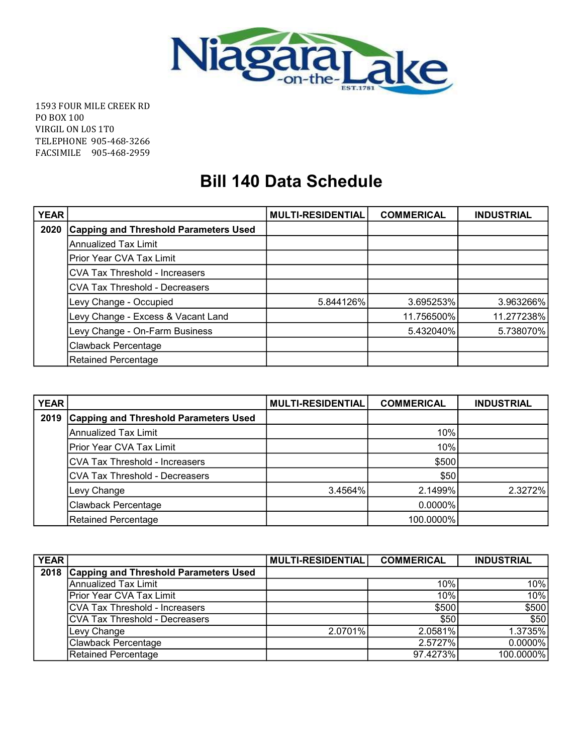Niagara-on-the-Lake EST.1781

1593 FOUR MILE CREEK RD
PO BOX 100
VIRGIL ON L0S 1T0
TELEPHONE 905-468-3266
FACSIMILE 905-468-2959

# Bill 140 Data Schedule

| YEAR | | MULTI-RESIDENTIAL | COMMERICAL | INDUSTRIAL |
|---|---|---|---|---|
| 2020 | **Capping and Threshold Parameters Used** | | | |
| | Annualized Tax Limit | | | |
| | Prior Year CVA Tax Limit | | | |
| | CVA Tax Threshold - Increasers | | | |
| | CVA Tax Threshold - Decreasers | | | |
| | Levy Change - Occupied | 5.844126% | 3.695253% | 3.963266% |
| | Levy Change - Excess & Vacant Land | | 11.756500% | 11.277238% |
| | Levy Change - On-Farm Business | | 5.432040% | 5.738070% |
| | Clawback Percentage | | | |
| | Retained Percentage | | | |

| YEAR | | MULTI-RESIDENTIAL | COMMERICAL | INDUSTRIAL |
|---|---|---|---|---|
| 2019 | **Capping and Threshold Parameters Used** | | | |
| | Annualized Tax Limit | | 10% | |
| | Prior Year CVA Tax Limit | | 10% | |
| | CVA Tax Threshold - Increasers | | $500 | |
| | CVA Tax Threshold - Decreasers | | $50 | |
| | Levy Change | 3.4564% | 2.1499% | 2.3272% |
| | Clawback Percentage | | 0.0000% | |
| | Retained Percentage | | 100.0000% | |

| YEAR | | MULTI-RESIDENTIAL | COMMERICAL | INDUSTRIAL |
|---|---|---|---|---|
| 2018 | **Capping and Threshold Parameters Used** | | | |
| | Annualized Tax Limit | | 10% | 10% |
| | Prior Year CVA Tax Limit | | 10% | 10% |
| | CVA Tax Threshold - Increasers | | $500 | $500 |
| | CVA Tax Threshold - Decreasers | | $50 | $50 |
| | Levy Change | 2.0701% | 2.0581% | 1.3735% |
| | Clawback Percentage | | 2.5727% | 0.0000% |
| | Retained Percentage | | 97.4273% | 100.0000% |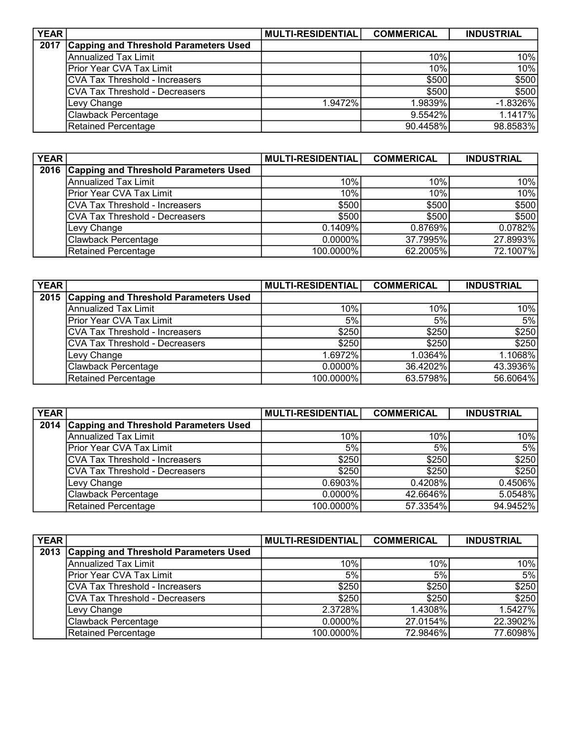| YEAR | | MULTI-RESIDENTIAL | COMMERICAL | INDUSTRIAL |
|---|---|---|---|---|
| 2017 | **Capping and Threshold Parameters Used** | | | |
| | Annualized Tax Limit | | 10% | 10% |
| | Prior Year CVA Tax Limit | | 10% | 10% |
| | CVA Tax Threshold - Increasers | | $500 | $500 |
| | CVA Tax Threshold - Decreasers | | $500 | $500 |
| | Levy Change | 1.9472% | 1.9839% | -1.8326% |
| | Clawback Percentage | | 9.5542% | 1.1417% |
| | Retained Percentage | | 90.4458% | 98.8583% |

| YEAR | | MULTI-RESIDENTIAL | COMMERICAL | INDUSTRIAL |
|---|---|---|---|---|
| 2016 | **Capping and Threshold Parameters Used** | | | |
| | Annualized Tax Limit | 10% | 10% | 10% |
| | Prior Year CVA Tax Limit | 10% | 10% | 10% |
| | CVA Tax Threshold - Increasers | $500 | $500 | $500 |
| | CVA Tax Threshold - Decreasers | $500 | $500 | $500 |
| | Levy Change | 0.1409% | 0.8769% | 0.0782% |
| | Clawback Percentage | 0.0000% | 37.7995% | 27.8993% |
| | Retained Percentage | 100.0000% | 62.2005% | 72.1007% |

| YEAR | | MULTI-RESIDENTIAL | COMMERICAL | INDUSTRIAL |
|---|---|---|---|---|
| 2015 | **Capping and Threshold Parameters Used** | | | |
| | Annualized Tax Limit | 10% | 10% | 10% |
| | Prior Year CVA Tax Limit | 5% | 5% | 5% |
| | CVA Tax Threshold - Increasers | $250 | $250 | $250 |
| | CVA Tax Threshold - Decreasers | $250 | $250 | $250 |
| | Levy Change | 1.6972% | 1.0364% | 1.1068% |
| | Clawback Percentage | 0.0000% | 36.4202% | 43.3936% |
| | Retained Percentage | 100.0000% | 63.5798% | 56.6064% |

| YEAR | | MULTI-RESIDENTIAL | COMMERICAL | INDUSTRIAL |
|---|---|---|---|---|
| 2014 | **Capping and Threshold Parameters Used** | | | |
| | Annualized Tax Limit | 10% | 10% | 10% |
| | Prior Year CVA Tax Limit | 5% | 5% | 5% |
| | CVA Tax Threshold - Increasers | $250 | $250 | $250 |
| | CVA Tax Threshold - Decreasers | $250 | $250 | $250 |
| | Levy Change | 0.6903% | 0.4208% | 0.4506% |
| | Clawback Percentage | 0.0000% | 42.6646% | 5.0548% |
| | Retained Percentage | 100.0000% | 57.3354% | 94.9452% |

| YEAR | | MULTI-RESIDENTIAL | COMMERICAL | INDUSTRIAL |
|---|---|---|---|---|
| 2013 | **Capping and Threshold Parameters Used** | | | |
| | Annualized Tax Limit | 10% | 10% | 10% |
| | Prior Year CVA Tax Limit | 5% | 5% | 5% |
| | CVA Tax Threshold - Increasers | $250 | $250 | $250 |
| | CVA Tax Threshold - Decreasers | $250 | $250 | $250 |
| | Levy Change | 2.3728% | 1.4308% | 1.5427% |
| | Clawback Percentage | 0.0000% | 27.0154% | 22.3902% |
| | Retained Percentage | 100.0000% | 72.9846% | 77.6098% |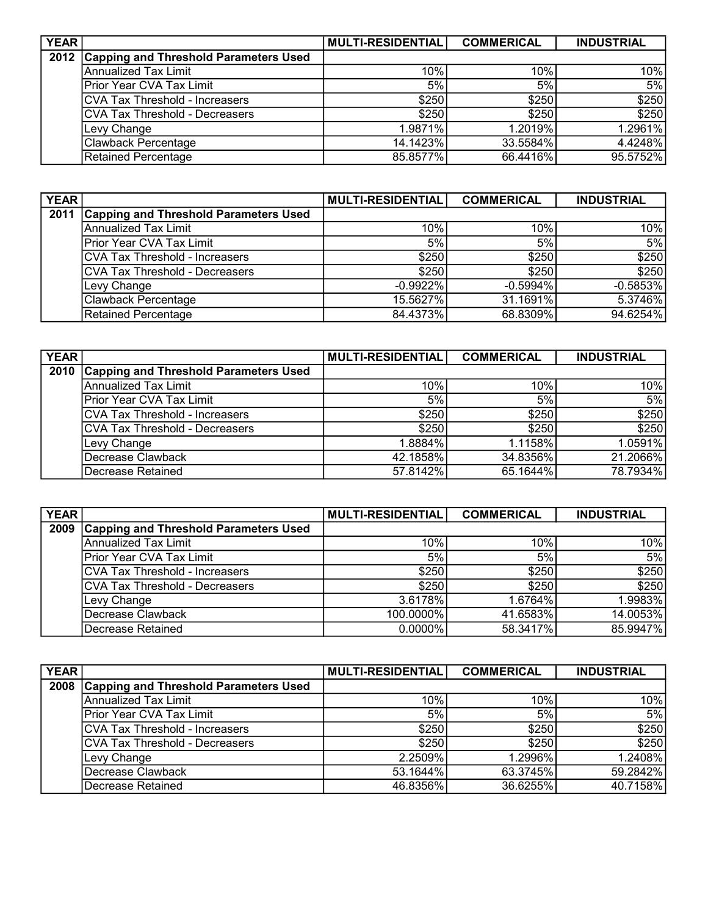| YEAR | | MULTI-RESIDENTIAL | COMMERICAL | INDUSTRIAL |
|---|---|---|---|---|
| 2012 | **Capping and Threshold Parameters Used** | | | |
| | Annualized Tax Limit | 10% | 10% | 10% |
| | Prior Year CVA Tax Limit | 5% | 5% | 5% |
| | CVA Tax Threshold - Increasers | $250 | $250 | $250 |
| | CVA Tax Threshold - Decreasers | $250 | $250 | $250 |
| | Levy Change | 1.9871% | 1.2019% | 1.2961% |
| | Clawback Percentage | 14.1423% | 33.5584% | 4.4248% |
| | Retained Percentage | 85.8577% | 66.4416% | 95.5752% |

| YEAR | | MULTI-RESIDENTIAL | COMMERICAL | INDUSTRIAL |
|---|---|---|---|---|
| 2011 | **Capping and Threshold Parameters Used** | | | |
| | Annualized Tax Limit | 10% | 10% | 10% |
| | Prior Year CVA Tax Limit | 5% | 5% | 5% |
| | CVA Tax Threshold - Increasers | $250 | $250 | $250 |
| | CVA Tax Threshold - Decreasers | $250 | $250 | $250 |
| | Levy Change | -0.9922% | -0.5994% | -0.5853% |
| | Clawback Percentage | 15.5627% | 31.1691% | 5.3746% |
| | Retained Percentage | 84.4373% | 68.8309% | 94.6254% |

| YEAR | | MULTI-RESIDENTIAL | COMMERICAL | INDUSTRIAL |
|---|---|---|---|---|
| 2010 | **Capping and Threshold Parameters Used** | | | |
| | Annualized Tax Limit | 10% | 10% | 10% |
| | Prior Year CVA Tax Limit | 5% | 5% | 5% |
| | CVA Tax Threshold - Increasers | $250 | $250 | $250 |
| | CVA Tax Threshold - Decreasers | $250 | $250 | $250 |
| | Levy Change | 1.8884% | 1.1158% | 1.0591% |
| | Decrease Clawback | 42.1858% | 34.8356% | 21.2066% |
| | Decrease Retained | 57.8142% | 65.1644% | 78.7934% |

| YEAR | | MULTI-RESIDENTIAL | COMMERICAL | INDUSTRIAL |
|---|---|---|---|---|
| 2009 | **Capping and Threshold Parameters Used** | | | |
| | Annualized Tax Limit | 10% | 10% | 10% |
| | Prior Year CVA Tax Limit | 5% | 5% | 5% |
| | CVA Tax Threshold - Increasers | $250 | $250 | $250 |
| | CVA Tax Threshold - Decreasers | $250 | $250 | $250 |
| | Levy Change | 3.6178% | 1.6764% | 1.9983% |
| | Decrease Clawback | 100.0000% | 41.6583% | 14.0053% |
| | Decrease Retained | 0.0000% | 58.3417% | 85.9947% |

| YEAR | | MULTI-RESIDENTIAL | COMMERICAL | INDUSTRIAL |
|---|---|---|---|---|
| 2008 | **Capping and Threshold Parameters Used** | | | |
| | Annualized Tax Limit | 10% | 10% | 10% |
| | Prior Year CVA Tax Limit | 5% | 5% | 5% |
| | CVA Tax Threshold - Increasers | $250 | $250 | $250 |
| | CVA Tax Threshold - Decreasers | $250 | $250 | $250 |
| | Levy Change | 2.2509% | 1.2996% | 1.2408% |
| | Decrease Clawback | 53.1644% | 63.3745% | 59.2842% |
| | Decrease Retained | 46.8356% | 36.6255% | 40.7158% |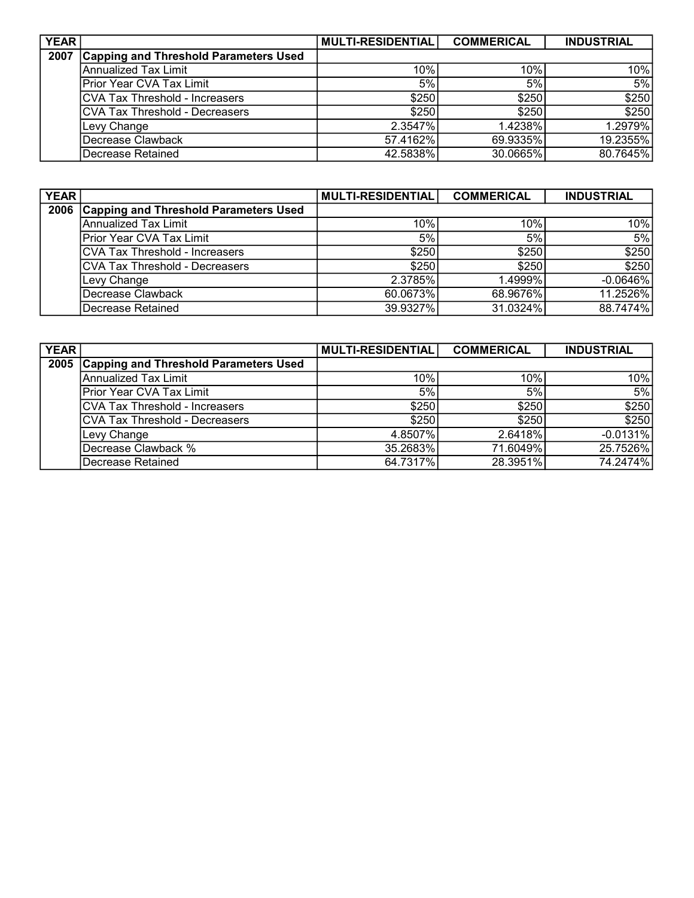| YEAR | | MULTI-RESIDENTIAL | COMMERICAL | INDUSTRIAL |
|---|---|---|---|---|
| 2007 | **Capping and Threshold Parameters Used** | | | |
| | Annualized Tax Limit | 10% | 10% | 10% |
| | Prior Year CVA Tax Limit | 5% | 5% | 5% |
| | CVA Tax Threshold - Increasers | $250 | $250 | $250 |
| | CVA Tax Threshold - Decreasers | $250 | $250 | $250 |
| | Levy Change | 2.3547% | 1.4238% | 1.2979% |
| | Decrease Clawback | 57.4162% | 69.9335% | 19.2355% |
| | Decrease Retained | 42.5838% | 30.0665% | 80.7645% |

| YEAR | | MULTI-RESIDENTIAL | COMMERICAL | INDUSTRIAL |
|---|---|---|---|---|
| 2006 | **Capping and Threshold Parameters Used** | | | |
| | Annualized Tax Limit | 10% | 10% | 10% |
| | Prior Year CVA Tax Limit | 5% | 5% | 5% |
| | CVA Tax Threshold - Increasers | $250 | $250 | $250 |
| | CVA Tax Threshold - Decreasers | $250 | $250 | $250 |
| | Levy Change | 2.3785% | 1.4999% | -0.0646% |
| | Decrease Clawback | 60.0673% | 68.9676% | 11.2526% |
| | Decrease Retained | 39.9327% | 31.0324% | 88.7474% |

| YEAR | | MULTI-RESIDENTIAL | COMMERICAL | INDUSTRIAL |
|---|---|---|---|---|
| 2005 | **Capping and Threshold Parameters Used** | | | |
| | Annualized Tax Limit | 10% | 10% | 10% |
| | Prior Year CVA Tax Limit | 5% | 5% | 5% |
| | CVA Tax Threshold - Increasers | $250 | $250 | $250 |
| | CVA Tax Threshold - Decreasers | $250 | $250 | $250 |
| | Levy Change | 4.8507% | 2.6418% | -0.0131% |
| | Decrease Clawback % | 35.2683% | 71.6049% | 25.7526% |
| | Decrease Retained | 64.7317% | 28.3951% | 74.2474% |